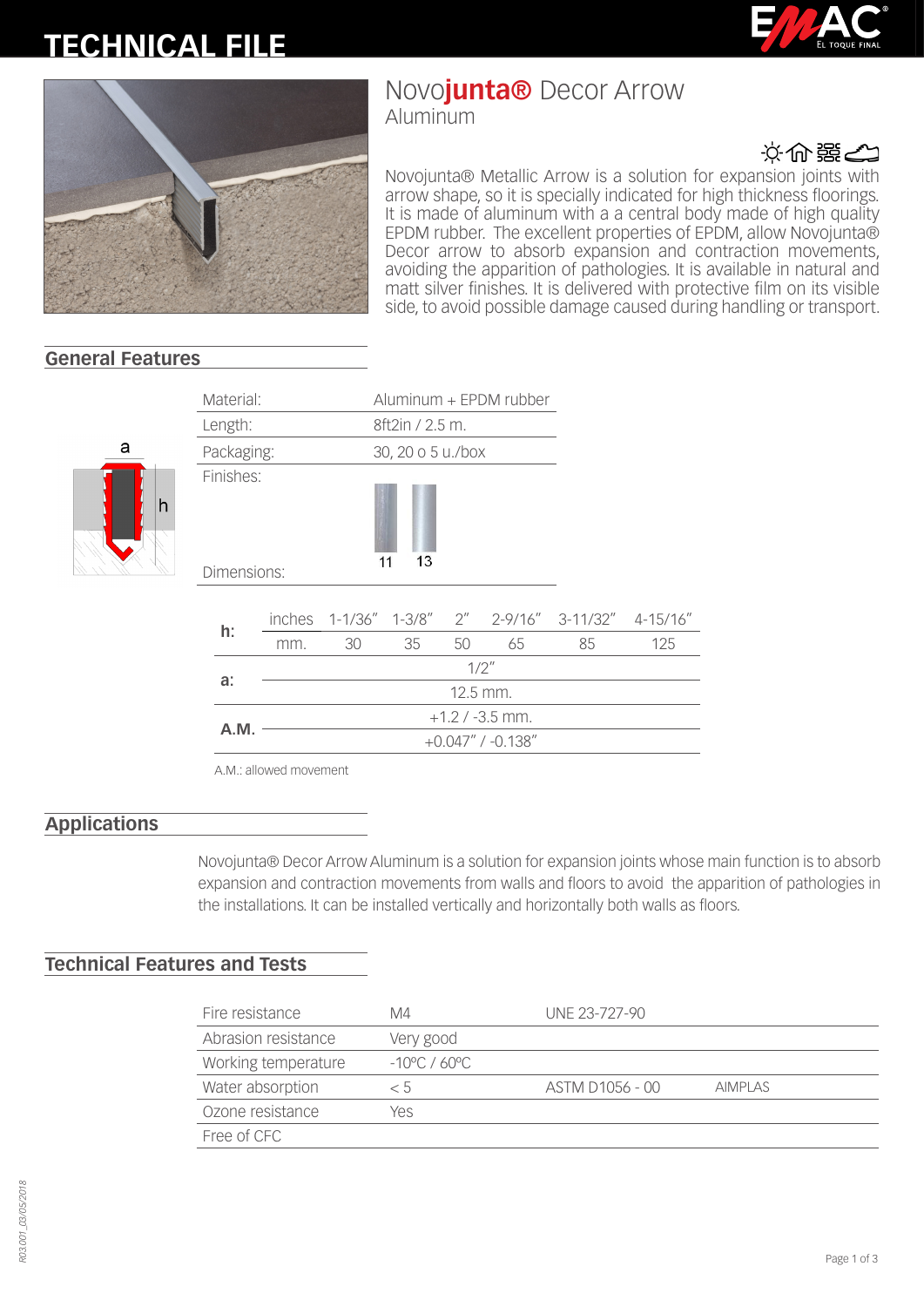# TECHNICAL FILE

# Novo**junta®** Decor Arrow
## Aluminum

Novojunta® Metallic Arrow is a solution for expansion joints with arrow shape, so it is specially indicated for high thickness floorings. It is made of aluminum with a a central body made of high quality EPDM rubber. The excellent properties of EPDM, allow Novojunta® Decor arrow to absorb expansion and contraction movements, avoiding the apparition of pathologies. It is available in natural and matt silver finishes. It is delivered with protective film on its visible side, to avoid possible damage caused during handling or transport.

## General Features

| | |
|---|---|
| Material: | Aluminum + EPDM rubber |
| Length: | 8ft2in / 2.5 m. |
| Packaging: | 30, 20 o 5 u./box |
| Finishes: | 11, 13 |
| Dimensions: | |

| | | | | | | | |
|---|---|---|---|---|---|---|---|
| **h:** | inches | 1-1/36" | 1-3/8" | 2" | 2-9/16" | 3-11/32" | 4-15/16" |
| | mm. | 30 | 35 | 50 | 65 | 85 | 125 |
| **a:** | 1/2" | | | | | | |
| | 12.5 mm. | | | | | | |
| **A.M.** | +1.2 / -3.5 mm. | | | | | | |
| | +0.047" / -0.138" | | | | | | |

A.M.: allowed movement

## Applications

Novojunta® Decor Arrow Aluminum is a solution for expansion joints whose main function is to absorb expansion and contraction movements from walls and floors to avoid the apparition of pathologies in the installations. It can be installed vertically and horizontally both walls as floors.

## Technical Features and Tests

| | | | |
|---|---|---|---|
| Fire resistance | M4 | UNE 23-727-90 | |
| Abrasion resistance | Very good | | |
| Working temperature | -10ºC / 60ºC | | |
| Water absorption | < 5 | ASTM D1056 - 00 | AIMPLAS |
| Ozone resistance | Yes | | |
| Free of CFC | | | |

R03.001_03/05/2018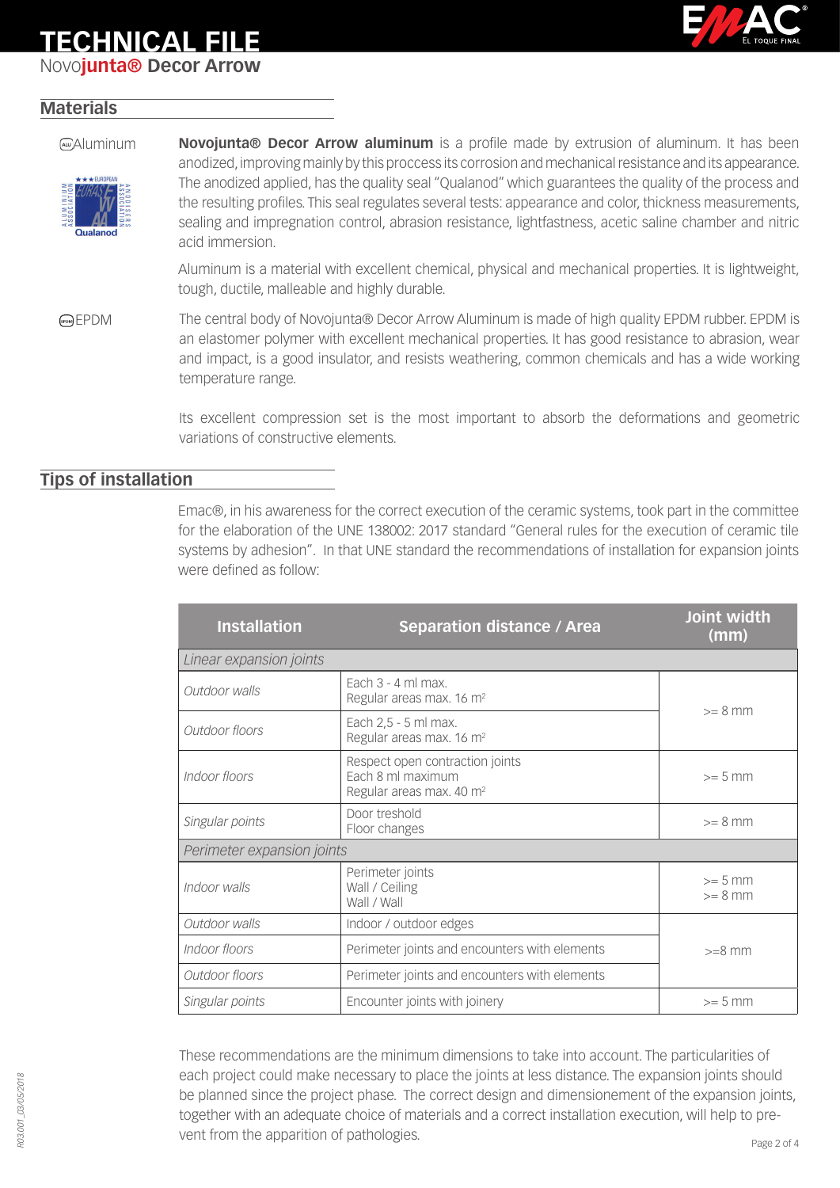# TECHNICAL FILE

Novo**junta®** **Decor Arrow**

## Materials

Aluminum

**Novojunta® Decor Arrow aluminum** is a profile made by extrusion of aluminum. It has been anodized, improving mainly by this proccess its corrosion and mechanical resistance and its appearance. The anodized applied, has the quality seal "Qualanod" which guarantees the quality of the process and the resulting profiles. This seal regulates several tests: appearance and color, thickness measurements, sealing and impregnation control, abrasion resistance, lightfastness, acetic saline chamber and nitric acid immersion.

Aluminum is a material with excellent chemical, physical and mechanical properties. It is lightweight, tough, ductile, malleable and highly durable.

EPDM

The central body of Novojunta® Decor Arrow Aluminum is made of high quality EPDM rubber. EPDM is an elastomer polymer with excellent mechanical properties. It has good resistance to abrasion, wear and impact, is a good insulator, and resists weathering, common chemicals and has a wide working temperature range.

Its excellent compression set is the most important to absorb the deformations and geometric variations of constructive elements.

## Tips of installation

Emac®, in his awareness for the correct execution of the ceramic systems, took part in the committee for the elaboration of the UNE 138002: 2017 standard "General rules for the execution of ceramic tile systems by adhesion". In that UNE standard the recommendations of installation for expansion joints were defined as follow:

| Installation | Separation distance / Area | Joint width (mm) |
|---|---|---|
| *Linear expansion joints* | | |
| *Outdoor walls* | Each 3 - 4 ml max.<br>Regular areas max. 16 m² | >= 8 mm |
| *Outdoor floors* | Each 2,5 - 5 ml max.<br>Regular areas max. 16 m² | |
| *Indoor floors* | Respect open contraction joints<br>Each 8 ml maximum<br>Regular areas max. 40 m² | >= 5 mm |
| *Singular points* | Door treshold<br>Floor changes | >= 8 mm |
| *Perimeter expansion joints* | | |
| *Indoor walls* | Perimeter joints<br>Wall / Ceiling<br>Wall / Wall | >= 5 mm<br>>= 8 mm |
| *Outdoor walls* | Indoor / outdoor edges | >=8 mm |
| *Indoor floors* | Perimeter joints and encounters with elements | |
| *Outdoor floors* | Perimeter joints and encounters with elements | |
| *Singular points* | Encounter joints with joinery | >= 5 mm |

These recommendations are the minimum dimensions to take into account. The particularities of each project could make necessary to place the joints at less distance. The expansion joints should be planned since the project phase. The correct design and dimensionement of the expansion joints, together with an adequate choice of materials and a correct installation execution, will help to pre-vent from the apparition of pathologies.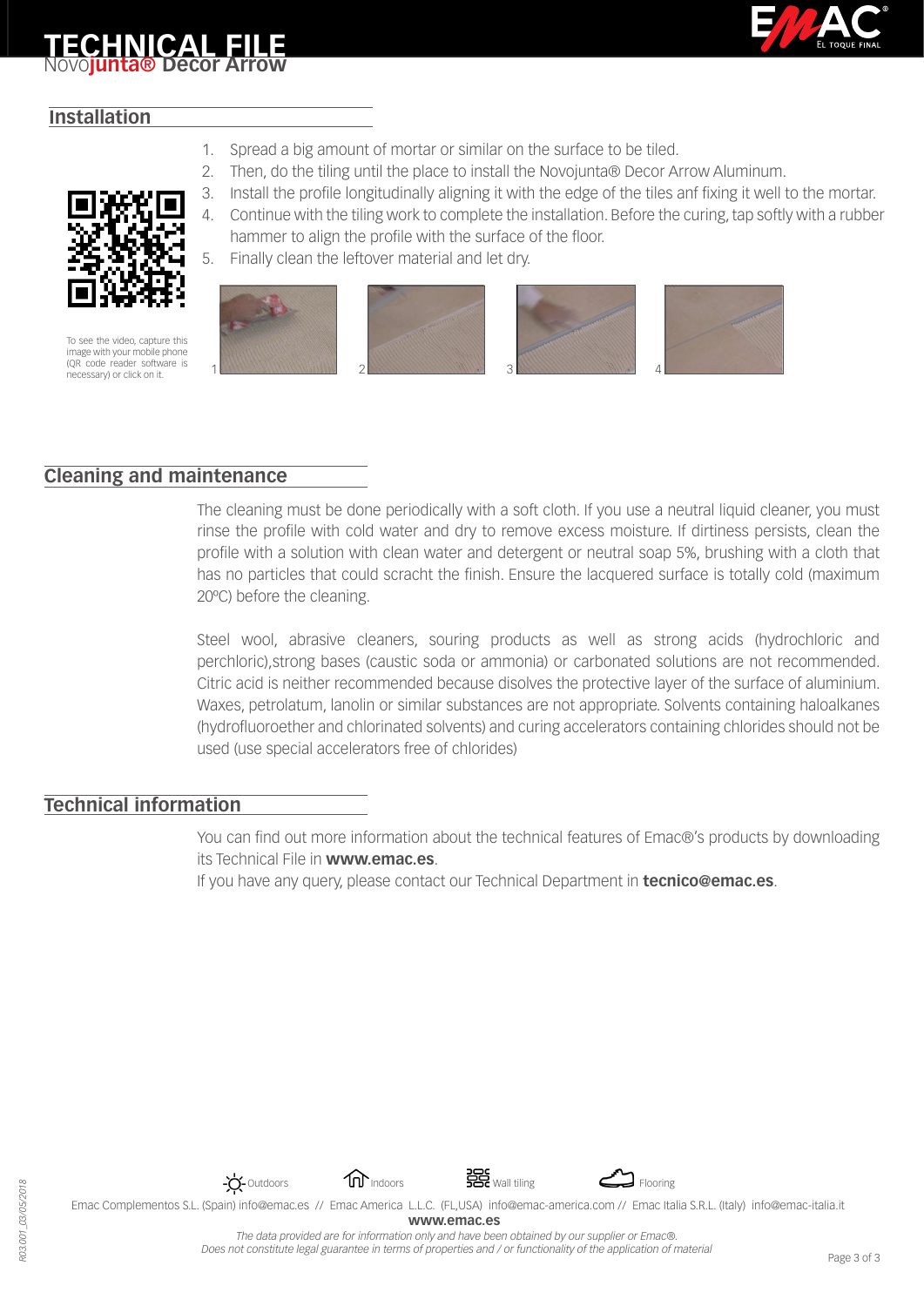# TECHNICAL FILE

## Novo**junta®** Decor Arrow

## Installation

1. Spread a big amount of mortar or similar on the surface to be tiled.
2. Then, do the tiling until the place to install the Novojunta® Decor Arrow Aluminum.
3. Install the profile longitudinally aligning it with the edge of the tiles anf fixing it well to the mortar.
4. Continue with the tiling work to complete the installation. Before the curing, tap softly with a rubber hammer to align the profile with the surface of the floor.
5. Finally clean the leftover material and let dry.

To see the video, capture this image with your mobile phone (QR code reader software is necessary) or click on it.

1

2

3

4

## Cleaning and maintenance

The cleaning must be done periodically with a soft cloth. If you use a neutral liquid cleaner, you must rinse the profile with cold water and dry to remove excess moisture. If dirtiness persists, clean the profile with a solution with clean water and detergent or neutral soap 5%, brushing with a cloth that has no particles that could scracht the finish. Ensure the lacquered surface is totally cold (maximum 20ºC) before the cleaning.

Steel wool, abrasive cleaners, souring products as well as strong acids (hydrochloric and perchloric),strong bases (caustic soda or ammonia) or carbonated solutions are not recommended. Citric acid is neither recommended because disolves the protective layer of the surface of aluminium. Waxes, petrolatum, lanolin or similar substances are not appropriate. Solvents containing haloalkanes (hydrofluoroether and chlorinated solvents) and curing accelerators containing chlorides should not be used (use special accelerators free of chlorides)

## Technical information

You can find out more information about the technical features of Emac®'s products by downloading its Technical File in **www.emac.es**.
If you have any query, please contact our Technical Department in **tecnico@emac.es**.

Outdoors Indoors Wall tiling Flooring

Emac Complementos S.L. (Spain) info@emac.es // Emac America L.L.C. (FL,USA) info@emac-america.com // Emac Italia S.R.L. (Italy) info@emac-italia.it

**www.emac.es**

*The data provided are for information only and have been obtained by our supplier or Emac®.*
*Does not constitute legal guarantee in terms of properties and / or functionality of the application of material*

R03.001_03/05/2018